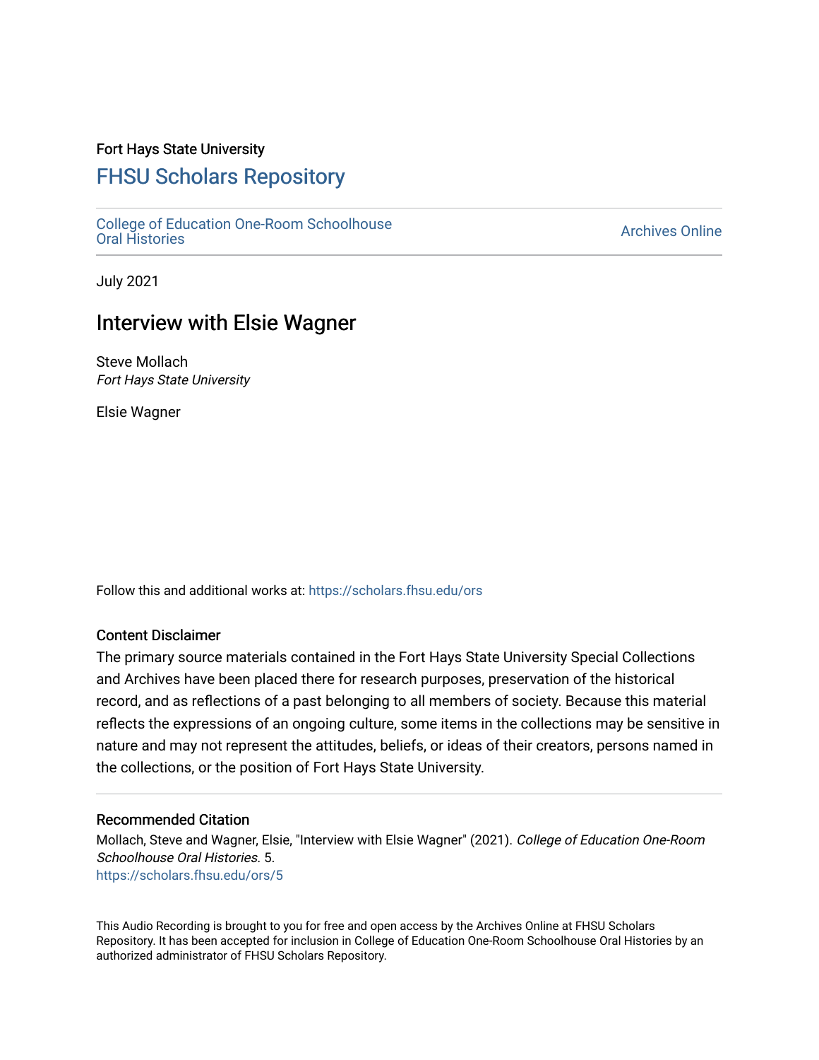Fort Hays State University

# FHSU Scholars Repository

College of Education One-Room Schoolhouse Oral Histories

Archives Online

July 2021

## Interview with Elsie Wagner

Steve Mollach
*Fort Hays State University*

Elsie Wagner

Follow this and additional works at: https://scholars.fhsu.edu/ors

### Content Disclaimer

The primary source materials contained in the Fort Hays State University Special Collections and Archives have been placed there for research purposes, preservation of the historical record, and as reflections of a past belonging to all members of society. Because this material reflects the expressions of an ongoing culture, some items in the collections may be sensitive in nature and may not represent the attitudes, beliefs, or ideas of their creators, persons named in the collections, or the position of Fort Hays State University.

### Recommended Citation

Mollach, Steve and Wagner, Elsie, "Interview with Elsie Wagner" (2021). *College of Education One-Room Schoolhouse Oral Histories*. 5.
https://scholars.fhsu.edu/ors/5

This Audio Recording is brought to you for free and open access by the Archives Online at FHSU Scholars Repository. It has been accepted for inclusion in College of Education One-Room Schoolhouse Oral Histories by an authorized administrator of FHSU Scholars Repository.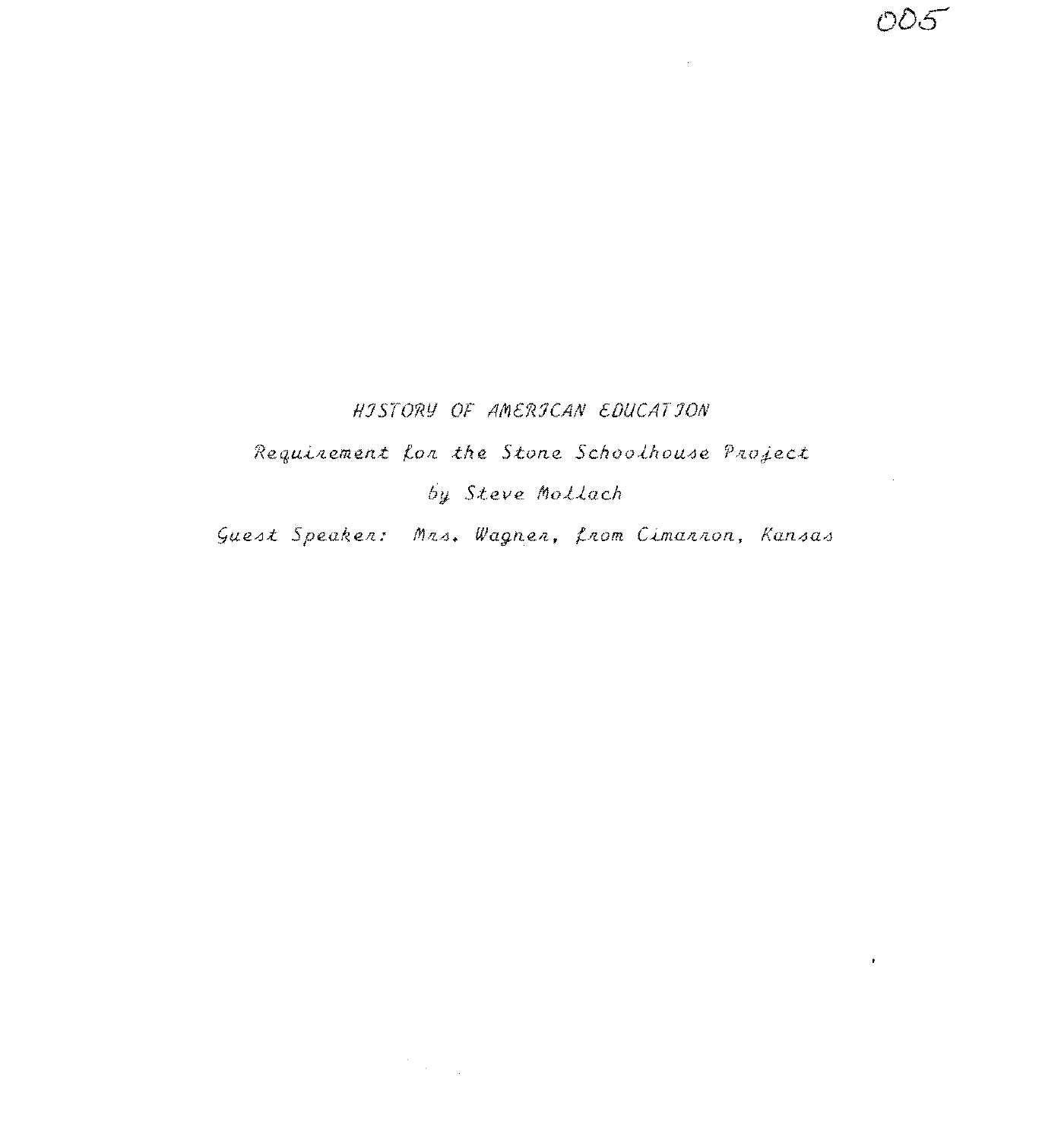# HISTORY OF AMERICAN EDUCATION

Requirement for the Stone Schoolhouse Project

by Steve Mollach

Guest Speaker: Mrs. Wagner, from Cimarron, Kansas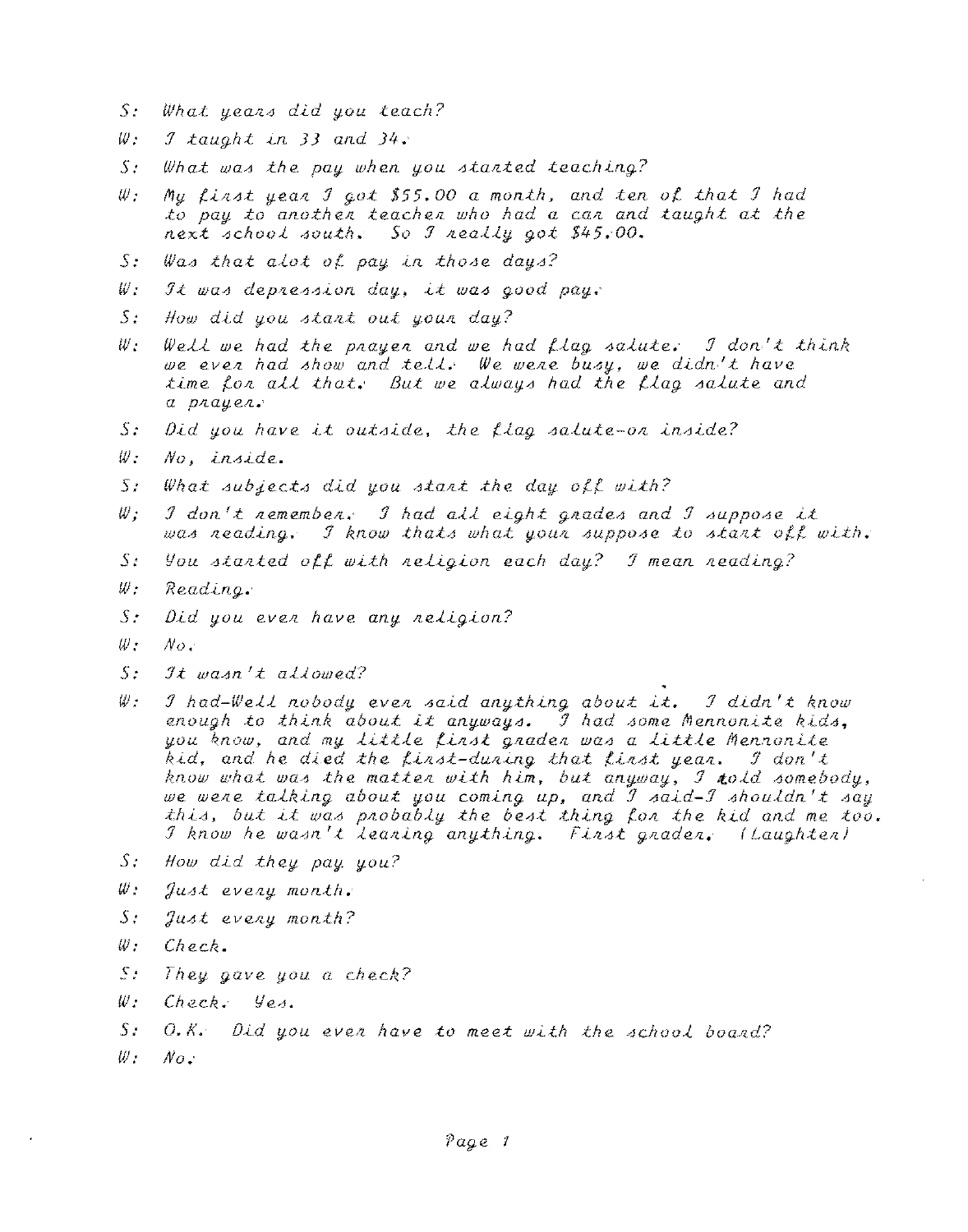S: What years did you teach?

W: I taught in 33 and 34.

S: What was the pay when you started teaching?

W: My first year I got $55.00 a month, and ten of that I had to pay to another teacher who had a car and taught at the next school south. So I really got $45.00.

S: Was that alot of pay in those days?

W: It was depression day, it was good pay.

S: How did you start out your day?

W: Well we had the prayer and we had flag salute. I don't think we ever had show and tell. We were busy, we didn't have time for all that. But we always had the flag salute and a prayer.

S: Did you have it outside, the flag salute-or inside?

W: No, inside.

S: What subjects did you start the day off with?

W; I don't remember. I had all eight grades and I suppose it was reading. I know thats what your suppose to start off with.

S: You started off with religion each day? I mean reading?

W: Reading.

S: Did you ever have any religion?

W: No.

S: It wasn't allowed?

W: I had-Well nobody ever said anything about it. I didn't know enough to think about it anyways. I had some Mennonite kids, you know, and my little first grader was a little Mennonite kid, and he died the first-during that first year. I don't know what was the matter with him, but anyway, I told somebody, we were talking about you coming up, and I said-I shouldn't say this, but it was probably the best thing for the kid and me too. I know he wasn't learing anything. First grader. (Laughter)

S: How did they pay you?

W: Just every month.

S: Just every month?

W: Check.

S: They gave you a check?

W: Check. Yes.

S: O.K. Did you ever have to meet with the school board?

W: No.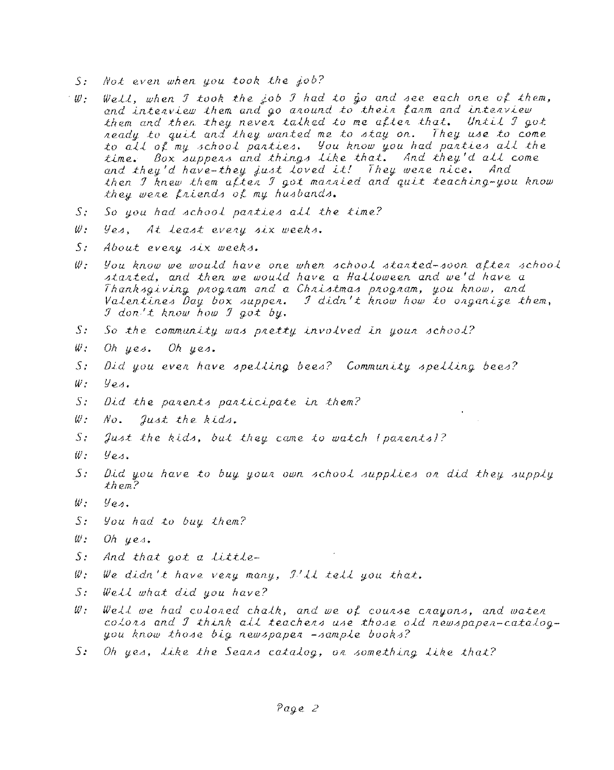S: Not even when you took the job?

W: Well, when I took the job I had to go and see each one of them, and interview them and go around to their farm and interview them and then they never talked to me after that. Until I got ready to quit and they wanted me to stay on. They use to come to all of my school parties. You know you had parties all the time. Box suppers and things like that. And they'd all come and they'd have-they just loved it! They were nice. And then I knew them after I got married and quit teaching-you know they were friends of my husbands.

S: So you had school parties all the time?

W: Yes, At least every six weeks.

S: About every six weeks.

W: You know we would have one when school started-soon after school started, and then we would have a Halloween and we'd have a Thanksgiving program and a Christmas program, you know, and Valentines Day box supper. I didn't know how to organize them, I don't know how I got by.

S: So the community was pretty involved in your school?

W: Oh yes. Oh yes.

S: Did you ever have spelling bees? Community spelling bees?

W: Yes.

S: Did the parents participate in them?

W: No. Just the kids.

S: Just the kids, but they came to watch (parents)?

W: Yes.

S: Did you have to buy your own school supplies or did they supply them?

W: Yes.

S: You had to buy them?

W: Oh yes.

S: And that got a little-

W: We didn't have very many, I'll tell you that.

S: Well what did you have?

W: Well we had colored chalk, and we of course crayons, and water colors and I think all teachers use those old newspaper-catalog-you know those big newspaper -sample books?

S: Oh yes, like the Sears catalog, or something like that?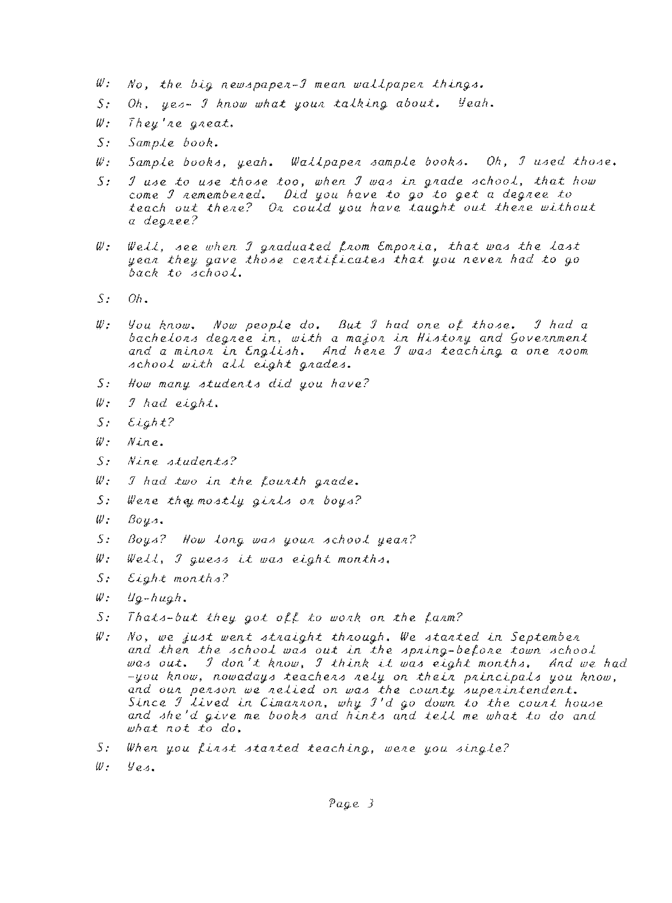W: No, the big newspaper-I mean wallpaper things.

S: Oh, yes- I know what your talking about. Yeah.

W: They're great.

S: Sample book.

W: Sample books, yeah. Wallpaper sample books. Oh, I used those.

S: I use to use those too, when I was in grade school, that how come I remembered. Did you have to go to get a degree to teach out there? Or could you have taught out there without a degree?

W: Well, see when I graduated from Emporia, that was the last year they gave those certificates that you never had to go back to school.

S: Oh.

W: You know. Now people do. But I had one of those. I had a bachelors degree in, with a major in History and Government and a minor in English. And here I was teaching a one room school with all eight grades.

S: How many students did you have?

W: I had eight.

S: Eight?

W: Nine.

S: Nine students?

W: I had two in the fourth grade.

S: Were they mostly girls or boys?

W: Boys.

S: Boys? How long was your school year?

W: Well, I guess it was eight months.

S: Eight months?

W: Ug-hugh.

S: Thats-but they got off to work on the farm?

W: No, we just went straight through. We started in September and then the school was out in the spring-before town school was out. I don't know, I think it was eight months. And we had -you know, nowadays teachers rely on their principals you know, and our person we relied on was the county superintendent. Since I lived in Cimarron, why I'd go down to the court house and she'd give me books and hints and tell me what to do and what not to do.

S: When you first started teaching, were you single?

W: Yes.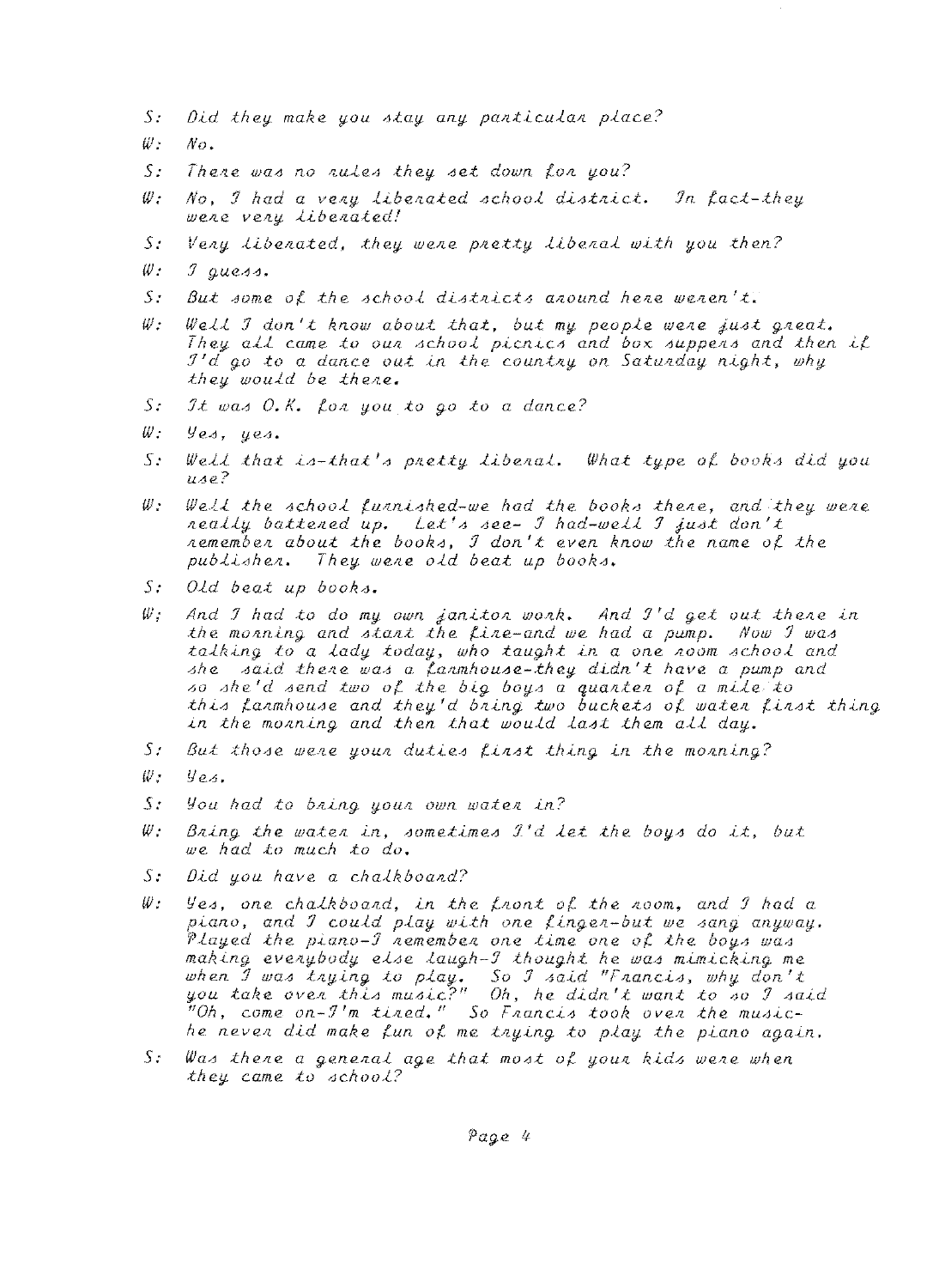S: Did they make you stay any particular place?

W: No.

S: There was no rules they set down for you?

W: No, I had a very liberated school district. In fact-they were very liberated!

S: Very liberated, they were pretty liberal with you then?

W: I guess.

S: But some of the school districts around here weren't.

W: Well I don't know about that, but my people were just great. They all came to our school picnics and box suppers and then if I'd go to a dance out in the country on Saturday night, why they would be there.

S: It was O.K. for you to go to a dance?

W: Yes, yes.

S: Well that is-that's pretty liberal. What type of books did you use?

W: Well the school furnished-we had the books there, and they were really battered up. Let's see- I had-well I just don't remember about the books, I don't even know the name of the publisher. They were old beat up books.

S: Old beat up books.

W: And I had to do my own janitor work. And I'd get out there in the morning and start the fire-and we had a pump. Now I was talking to a lady today, who taught in a one room school and she said there was a farmhouse-they didn't have a pump and so she'd send two of the big boys a quarter of a mile to this farmhouse and they'd bring two buckets of water first thing in the morning and then that would last them all day.

S: But those were your duties first thing in the morning?

W: Yes.

S: You had to bring your own water in?

W: Bring the water in, sometimes I'd let the boys do it, but we had to much to do.

S: Did you have a chalkboard?

W: Yes, one chalkboard, in the front of the room, and I had a piano, and I could play with one finger-but we sang anyway. Played the piano-I remember one time one of the boys was making everybody else laugh-I thought he was mimicking me when I was trying to play. So I said "Francis, why don't you take over this music?" Oh, he didn't want to so I said "Oh, come on-I'm tired." So Francis took over the music-he never did make fun of me trying to play the piano again.

S: Was there a general age that most of your kids were when they came to school?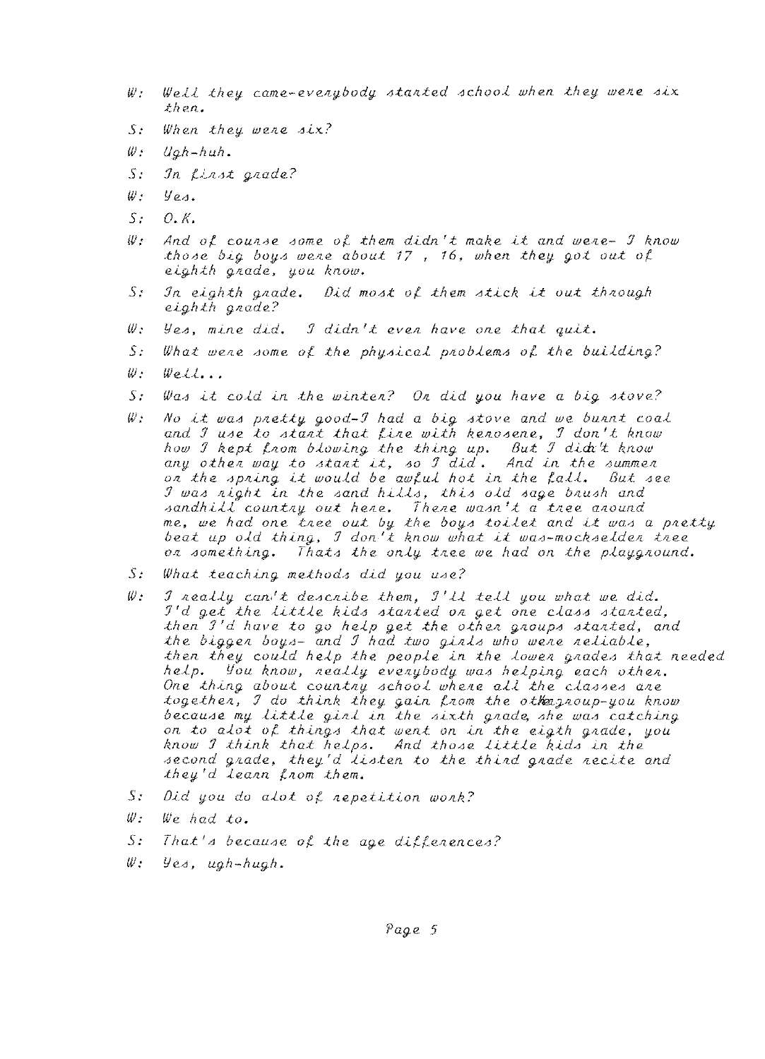W: Well they came-everybody started school when they were six then.

S: When they were six?

W: Ugh-huh.

S: In first grade?

W: Yes.

S: O.K.

W: And of course some of them didn't make it and were- I know those big boys were about 17 , 16, when they got out of eighth grade, you know.

S: In eighth grade. Did most of them stick it out through eighth grade?

W: Yes, mine did. I didn't even have one that quit.

S: What were some of the physical problems of the building?

W: Well...

S: Was it cold in the winter? Or did you have a big stove?

W: No it was pretty good-I had a big stove and we burnt coal and I use to start that fire with kerosene, I don't know how I kept from blowing the thing up. But I didn't know any other way to start it, so I did. And in the summer or the spring it would be awful hot in the fall. But see I was right in the sand hills, this old sage brush and sandhill country out here. There wasn't a tree around me, we had one tree out by the boys toilet and it was a pretty beat up old thing, I don't know what it was-mockselder tree or something. Thats the only tree we had on the playground.

S: What teaching methods did you use?

W: I really can't describe them, I'll tell you what we did. I'd get the little kids started or get one class started, then I'd have to go help get the other groups started, and the bigger boys- and I had two girls who were reliable, then they could help the people in the lower grades that needed help. You know, really everybody was helping each other. One thing about country school where all the classes are together, I do think they gain from the othergroup-you know because my little girl in the sixth grade, she was catching on to alot of things that went on in the eigth grade, you know I think that helps. And those little kids in the second grade, they'd listen to the third grade recite and they'd learn from them.

S: Did you do alot of repetition work?

W: We had to.

S: That's because of the age differences?

W: Yes, ugh-hugh.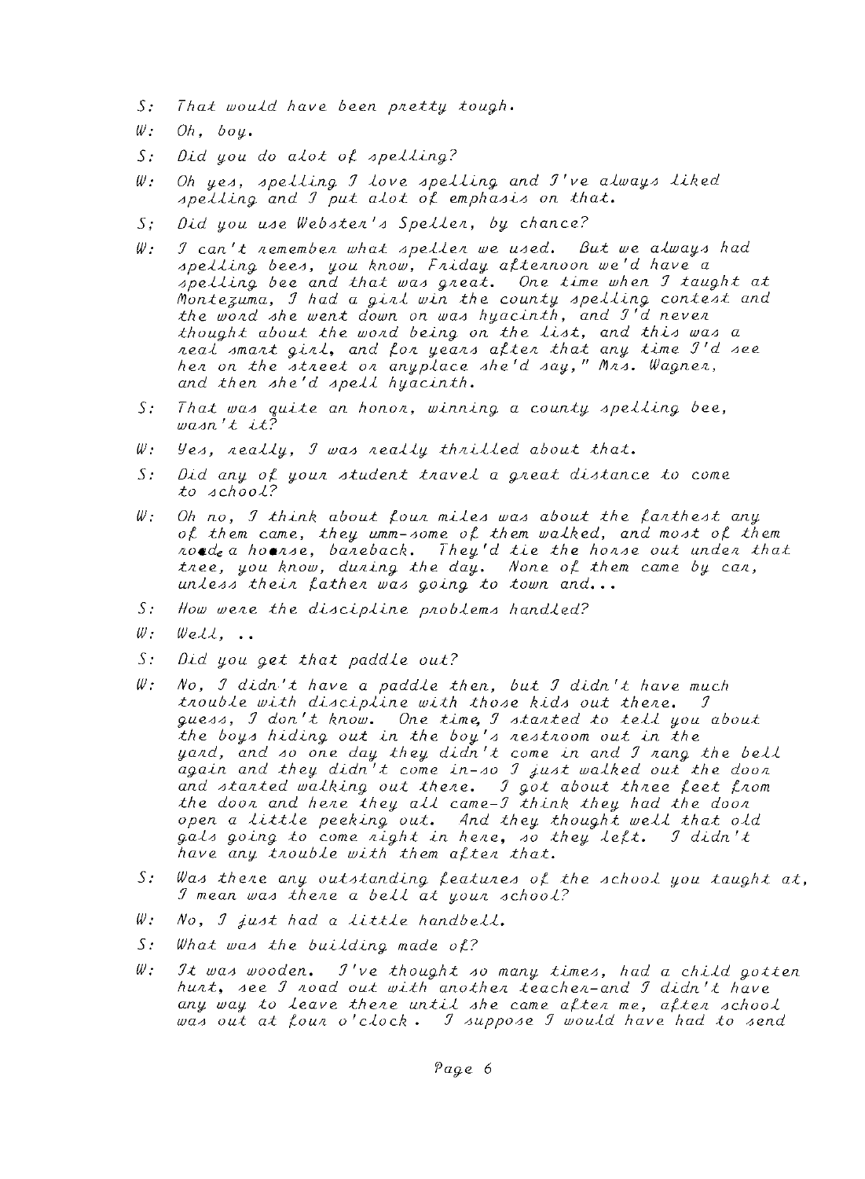S: That would have been pretty tough.

W: Oh, boy.

S: Did you do alot of spelling?

W: Oh yes, spelling I love spelling and I've always liked spelling and I put alot of emphasis on that.

S: Did you use Webster's Speller, by chance?

W: I can't remember what speller we used. But we always had spelling bees, you know, Friday afternoon we'd have a spelling bee and that was great. One time when I taught at Montezuma, I had a girl win the county spelling contest and the word she went down on was hyacinth, and I'd never thought about the word being on the list, and this was a real smart girl, and for years after that any time I'd see her on the street or anyplace she'd say," Mrs. Wagner, and then she'd spell hyacinth.

S: That was quite an honor, winning a county spelling bee, wasn't it?

W: Yes, really, I was really thrilled about that.

S: Did any of your student travel a great distance to come to school?

W: Oh no, I think about four miles was about the farthest any of them came, they umm-some of them walked, and most of them rode a horse, bareback. They'd tie the horse out under that tree, you know, during the day. None of them came by car, unless their father was going to town and...

S: How were the discipline problems handled?

W: Well, ..

S: Did you get that paddle out?

W: No, I didn't have a paddle then, but I didn't have much trouble with discipline with those kids out there. I guess, I don't know. One time, I started to tell you about the boys hiding out in the boy's restroom out in the yard, and so one day they didn't come in and I rang the bell again and they didn't come in-so I just walked out the door and started walking out there. I got about three feet from the door and here they all came-I think they had the door open a little peeking out. And they thought well that old gals going to come right in here, so they left. I didn't have any trouble with them after that.

S: Was there any outstanding features of the school you taught at, I mean was there a bell at your school?

W: No, I just had a little handbell.

S: What was the building made of?

W: It was wooden. I've thought so many times, had a child gotten hurt, see I road out with another teacher-and I didn't have any way to leave there until she came after me, after school was out at four o'clock. I suppose I would have had to send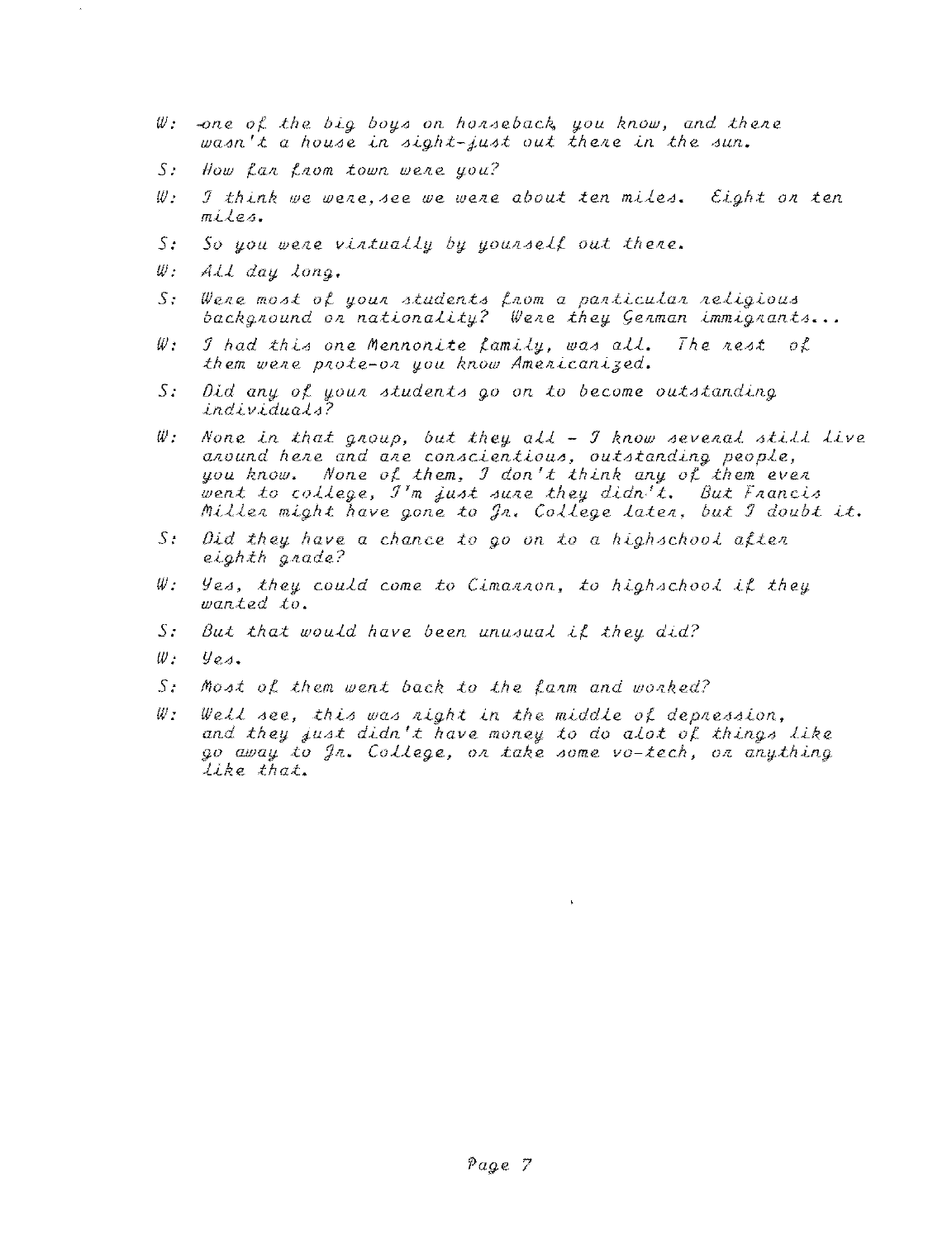W: -one of the big boys on horseback, you know, and there wasn't a house in sight-just out there in the sun.

S: How far from town were you?

W: I think we were, see we were about ten miles. Eight or ten miles.

S: So you were virtually by yourself out there.

W: All day long.

S: Were most of your students from a particular religious background or nationality? Were they German immigrants...

W: I had this one Mennonite family, was all. The rest of them were prote-or you know Americanized.

S: Did any of your students go on to become outstanding individuals?

W: None in that group, but they all - I know several still live around here and are conscientious, outstanding people, you know. None of them, I don't think any of them ever went to college, I'm just sure they didn't. But Francis Miller might have gone to Jr. College later, but I doubt it.

S: Did they have a chance to go on to a highschool after eighth grade?

W: Yes, they could come to Cimarron, to highschool if they wanted to.

S: But that would have been unusual if they did?

W: Yes.

S: Most of them went back to the farm and worked?

W: Well see, this was right in the middle of depression, and they just didn't have money to do alot of things like go away to Jr. College, or take some vo-tech, or anything like that.